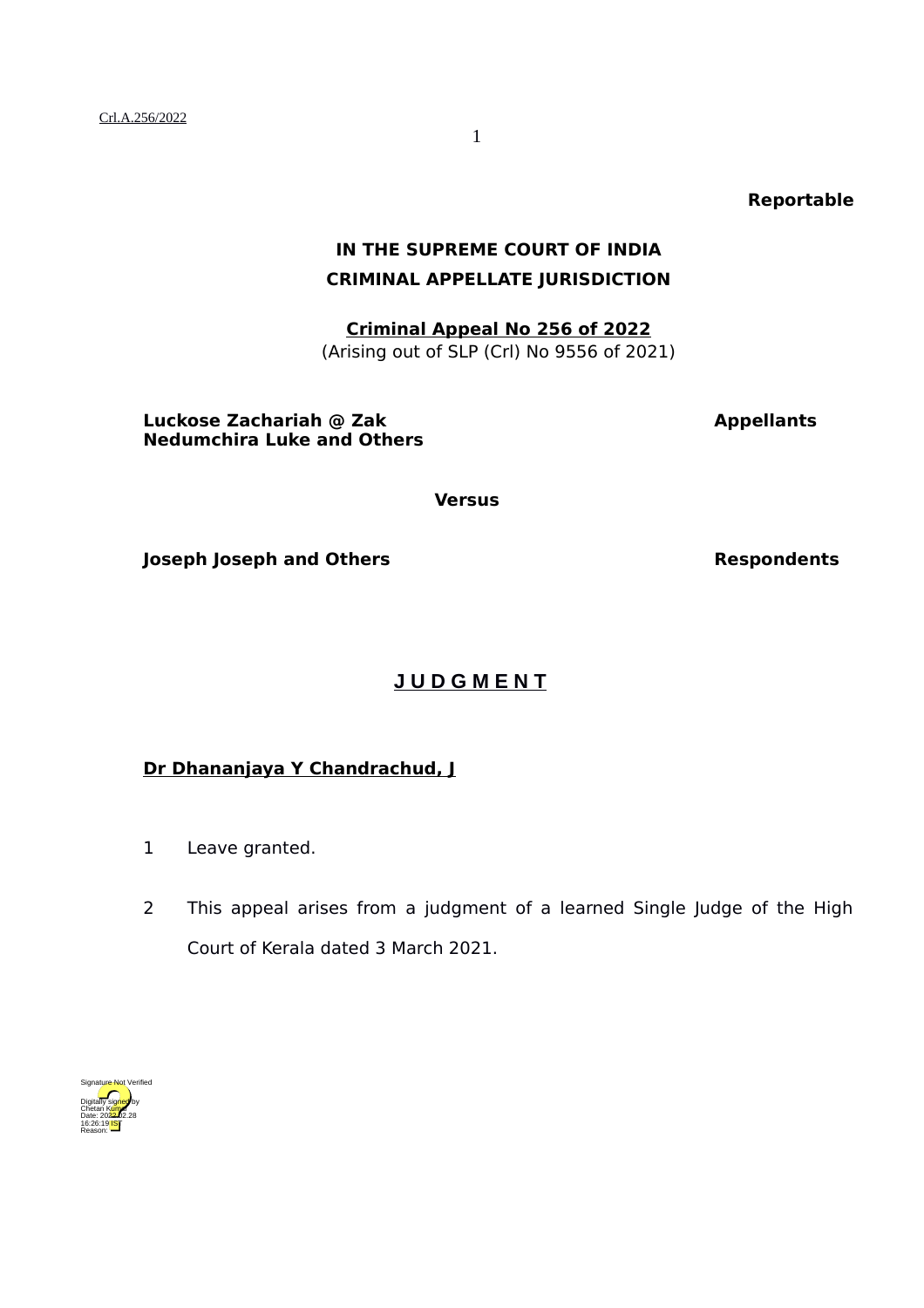**Reportable**

**IN THE SUPREME COURT OF INDIA**
**CRIMINAL APPELLATE JURISDICTION**

**Criminal Appeal No 256 of 2022**
(Arising out of SLP (Crl) No 9556 of 2021)

**Luckose Zachariah @ Zak Nedumchira Luke and Others** — **Appellants**

**Versus**

**Joseph Joseph and Others** — **Respondents**

## J U D G M E N T

**Dr Dhananjaya Y Chandrachud, J**

1 Leave granted.

2 This appeal arises from a judgment of a learned Single Judge of the High Court of Kerala dated 3 March 2021.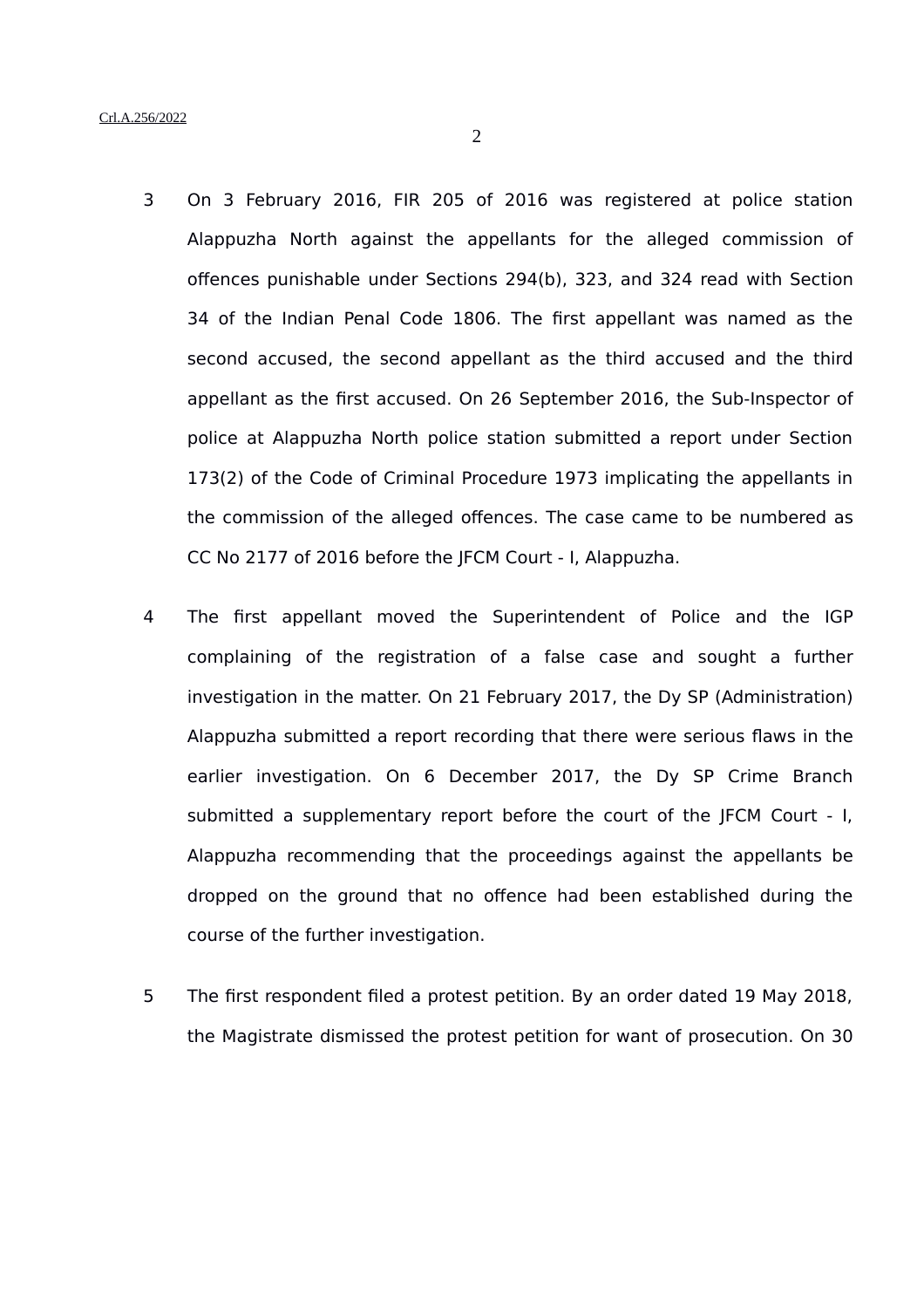3 On 3 February 2016, FIR 205 of 2016 was registered at police station Alappuzha North against the appellants for the alleged commission of offences punishable under Sections 294(b), 323, and 324 read with Section 34 of the Indian Penal Code 1806. The first appellant was named as the second accused, the second appellant as the third accused and the third appellant as the first accused. On 26 September 2016, the Sub-Inspector of police at Alappuzha North police station submitted a report under Section 173(2) of the Code of Criminal Procedure 1973 implicating the appellants in the commission of the alleged offences. The case came to be numbered as CC No 2177 of 2016 before the JFCM Court - I, Alappuzha.

4 The first appellant moved the Superintendent of Police and the IGP complaining of the registration of a false case and sought a further investigation in the matter. On 21 February 2017, the Dy SP (Administration) Alappuzha submitted a report recording that there were serious flaws in the earlier investigation. On 6 December 2017, the Dy SP Crime Branch submitted a supplementary report before the court of the JFCM Court - I, Alappuzha recommending that the proceedings against the appellants be dropped on the ground that no offence had been established during the course of the further investigation.

5 The first respondent filed a protest petition. By an order dated 19 May 2018, the Magistrate dismissed the protest petition for want of prosecution. On 30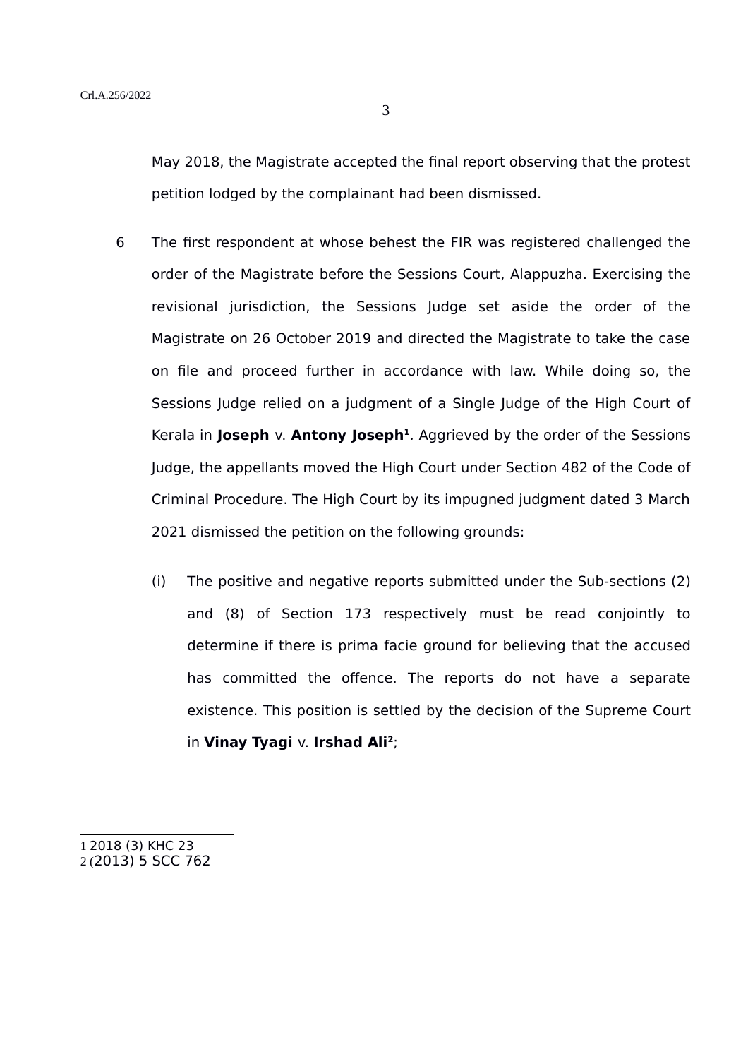May 2018, the Magistrate accepted the final report observing that the protest petition lodged by the complainant had been dismissed.

6 The first respondent at whose behest the FIR was registered challenged the order of the Magistrate before the Sessions Court, Alappuzha. Exercising the revisional jurisdiction, the Sessions Judge set aside the order of the Magistrate on 26 October 2019 and directed the Magistrate to take the case on file and proceed further in accordance with law. While doing so, the Sessions Judge relied on a judgment of a Single Judge of the High Court of Kerala in **Joseph** v. **Antony Joseph**[1]. Aggrieved by the order of the Sessions Judge, the appellants moved the High Court under Section 482 of the Code of Criminal Procedure. The High Court by its impugned judgment dated 3 March 2021 dismissed the petition on the following grounds:

(i) The positive and negative reports submitted under the Sub-sections (2) and (8) of Section 173 respectively must be read conjointly to determine if there is prima facie ground for believing that the accused has committed the offence. The reports do not have a separate existence. This position is settled by the decision of the Supreme Court in **Vinay Tyagi** v. **Irshad Ali**[2];

---

1 2018 (3) KHC 23

2 (2013) 5 SCC 762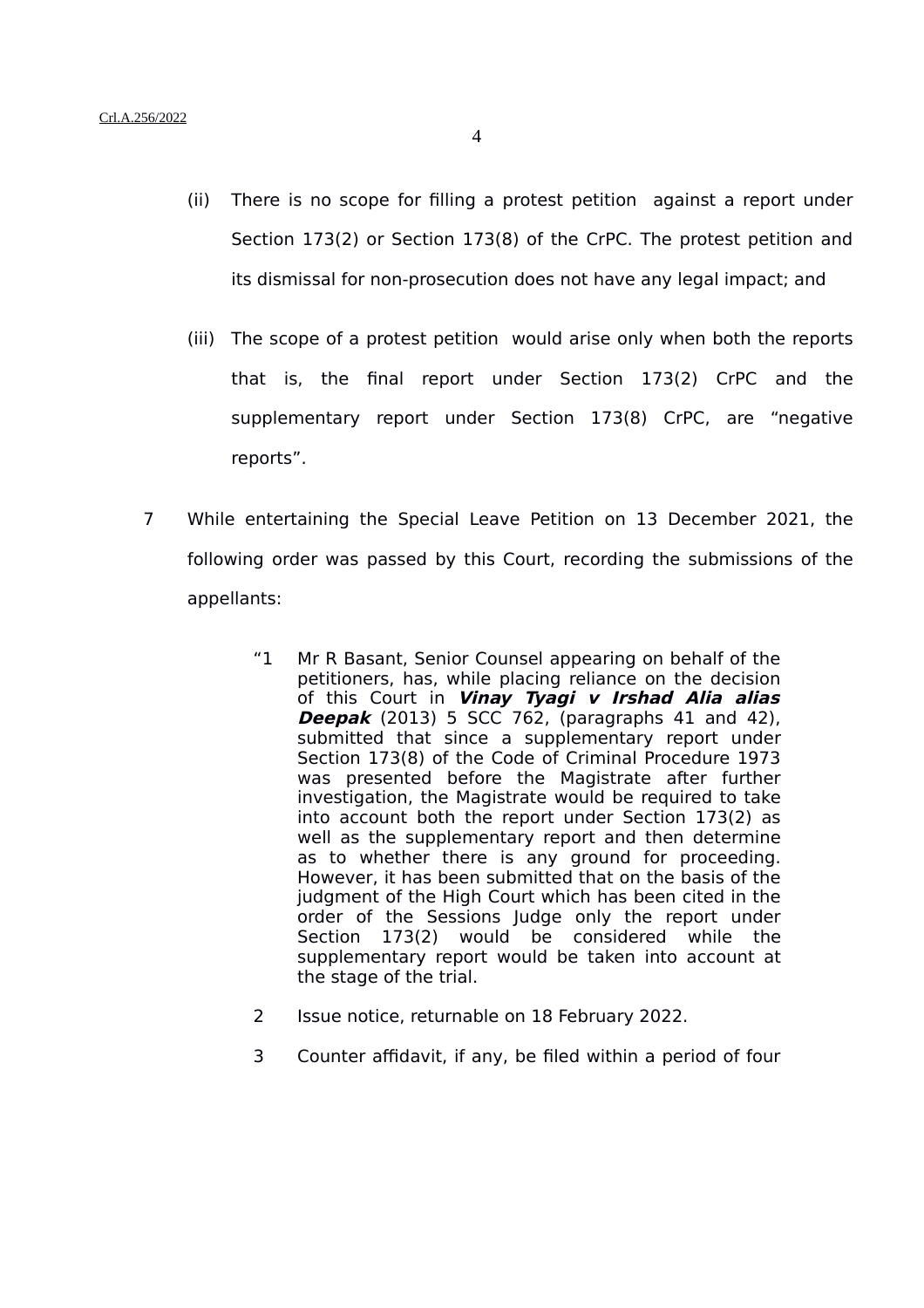(ii) There is no scope for filling a protest petition against a report under Section 173(2) or Section 173(8) of the CrPC. The protest petition and its dismissal for non-prosecution does not have any legal impact; and

(iii) The scope of a protest petition would arise only when both the reports that is, the final report under Section 173(2) CrPC and the supplementary report under Section 173(8) CrPC, are "negative reports".

7 While entertaining the Special Leave Petition on 13 December 2021, the following order was passed by this Court, recording the submissions of the appellants:

> "1 Mr R Basant, Senior Counsel appearing on behalf of the petitioners, has, while placing reliance on the decision of this Court in ***Vinay Tyagi v Irshad Alia alias Deepak*** (2013) 5 SCC 762, (paragraphs 41 and 42), submitted that since a supplementary report under Section 173(8) of the Code of Criminal Procedure 1973 was presented before the Magistrate after further investigation, the Magistrate would be required to take into account both the report under Section 173(2) as well as the supplementary report and then determine as to whether there is any ground for proceeding. However, it has been submitted that on the basis of the judgment of the High Court which has been cited in the order of the Sessions Judge only the report under Section 173(2) would be considered while the supplementary report would be taken into account at the stage of the trial.
>
> 2 Issue notice, returnable on 18 February 2022.
>
> 3 Counter affidavit, if any, be filed within a period of four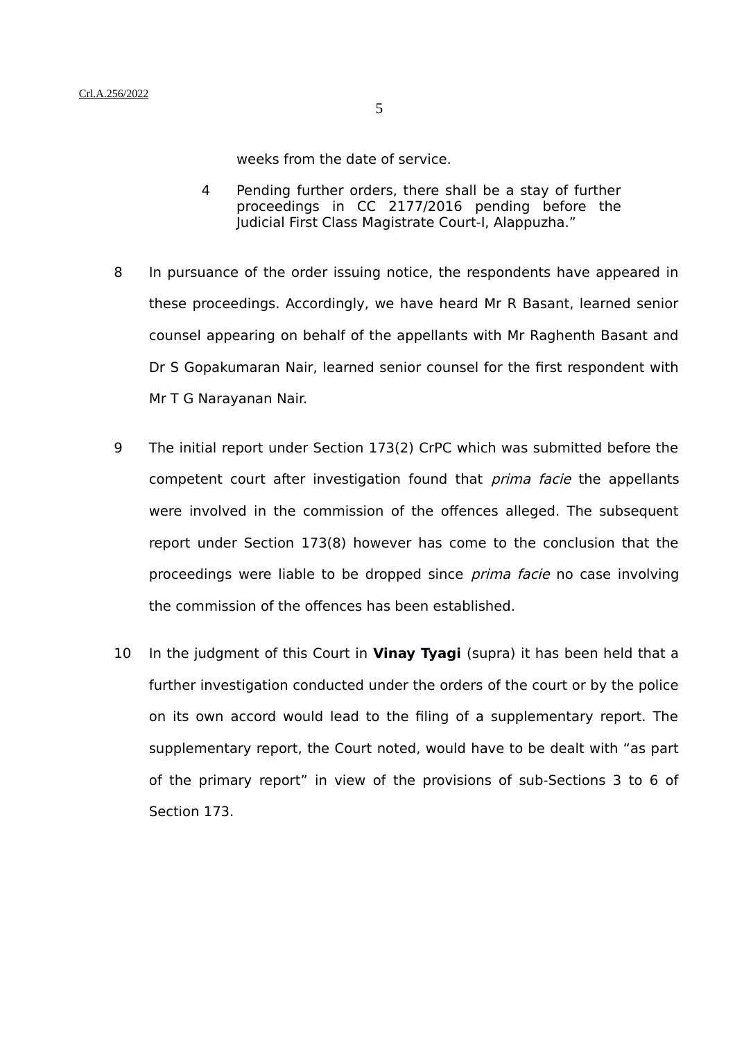weeks from the date of service.

4 Pending further orders, there shall be a stay of further proceedings in CC 2177/2016 pending before the Judicial First Class Magistrate Court-I, Alappuzha."

8 In pursuance of the order issuing notice, the respondents have appeared in these proceedings. Accordingly, we have heard Mr R Basant, learned senior counsel appearing on behalf of the appellants with Mr Raghenth Basant and Dr S Gopakumaran Nair, learned senior counsel for the first respondent with Mr T G Narayanan Nair.

9 The initial report under Section 173(2) CrPC which was submitted before the competent court after investigation found that *prima facie* the appellants were involved in the commission of the offences alleged. The subsequent report under Section 173(8) however has come to the conclusion that the proceedings were liable to be dropped since *prima facie* no case involving the commission of the offences has been established.

10 In the judgment of this Court in **Vinay Tyagi** (supra) it has been held that a further investigation conducted under the orders of the court or by the police on its own accord would lead to the filing of a supplementary report. The supplementary report, the Court noted, would have to be dealt with "as part of the primary report" in view of the provisions of sub-Sections 3 to 6 of Section 173.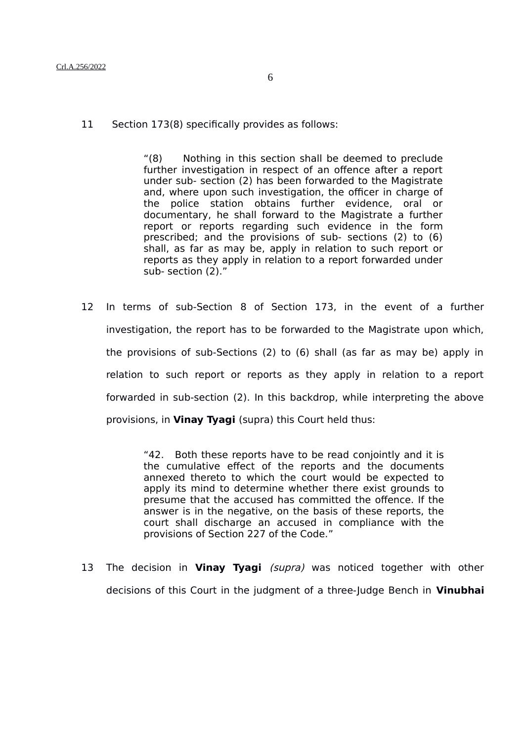11 Section 173(8) specifically provides as follows:

> "(8) Nothing in this section shall be deemed to preclude further investigation in respect of an offence after a report under sub- section (2) has been forwarded to the Magistrate and, where upon such investigation, the officer in charge of the police station obtains further evidence, oral or documentary, he shall forward to the Magistrate a further report or reports regarding such evidence in the form prescribed; and the provisions of sub- sections (2) to (6) shall, as far as may be, apply in relation to such report or reports as they apply in relation to a report forwarded under sub- section (2)."

12 In terms of sub-Section 8 of Section 173, in the event of a further investigation, the report has to be forwarded to the Magistrate upon which, the provisions of sub-Sections (2) to (6) shall (as far as may be) apply in relation to such report or reports as they apply in relation to a report forwarded in sub-section (2). In this backdrop, while interpreting the above provisions, in **Vinay Tyagi** (supra) this Court held thus:

> "42. Both these reports have to be read conjointly and it is the cumulative effect of the reports and the documents annexed thereto to which the court would be expected to apply its mind to determine whether there exist grounds to presume that the accused has committed the offence. If the answer is in the negative, on the basis of these reports, the court shall discharge an accused in compliance with the provisions of Section 227 of the Code."

13 The decision in **Vinay Tyagi** *(supra)* was noticed together with other decisions of this Court in the judgment of a three-Judge Bench in **Vinubhai**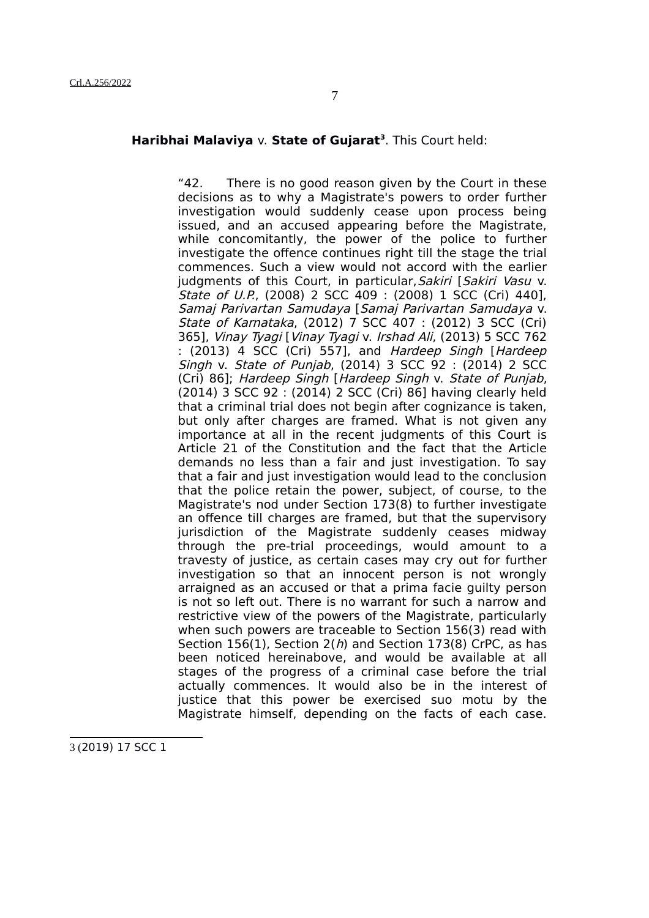**Haribhai Malaviya** v. **State of Gujarat**[3]. This Court held:

> "42. There is no good reason given by the Court in these decisions as to why a Magistrate's powers to order further investigation would suddenly cease upon process being issued, and an accused appearing before the Magistrate, while concomitantly, the power of the police to further investigate the offence continues right till the stage the trial commences. Such a view would not accord with the earlier judgments of this Court, in particular, *Sakiri* [*Sakiri Vasu* v. *State of U.P.*, (2008) 2 SCC 409 : (2008) 1 SCC (Cri) 440], *Samaj Parivartan Samudaya* [*Samaj Parivartan Samudaya* v. *State of Karnataka*, (2012) 7 SCC 407 : (2012) 3 SCC (Cri) 365], *Vinay Tyagi* [*Vinay Tyagi* v. *Irshad Ali*, (2013) 5 SCC 762 : (2013) 4 SCC (Cri) 557], and *Hardeep Singh* [*Hardeep Singh* v. *State of Punjab*, (2014) 3 SCC 92 : (2014) 2 SCC (Cri) 86]; *Hardeep Singh* [*Hardeep Singh* v. *State of Punjab*, (2014) 3 SCC 92 : (2014) 2 SCC (Cri) 86] having clearly held that a criminal trial does not begin after cognizance is taken, but only after charges are framed. What is not given any importance at all in the recent judgments of this Court is Article 21 of the Constitution and the fact that the Article demands no less than a fair and just investigation. To say that a fair and just investigation would lead to the conclusion that the police retain the power, subject, of course, to the Magistrate's nod under Section 173(8) to further investigate an offence till charges are framed, but that the supervisory jurisdiction of the Magistrate suddenly ceases midway through the pre-trial proceedings, would amount to a travesty of justice, as certain cases may cry out for further investigation so that an innocent person is not wrongly arraigned as an accused or that a prima facie guilty person is not so left out. There is no warrant for such a narrow and restrictive view of the powers of the Magistrate, particularly when such powers are traceable to Section 156(3) read with Section 156(1), Section 2(*h*) and Section 173(8) CrPC, as has been noticed hereinabove, and would be available at all stages of the progress of a criminal case before the trial actually commences. It would also be in the interest of justice that this power be exercised suo motu by the Magistrate himself, depending on the facts of each case.

---

[3] (2019) 17 SCC 1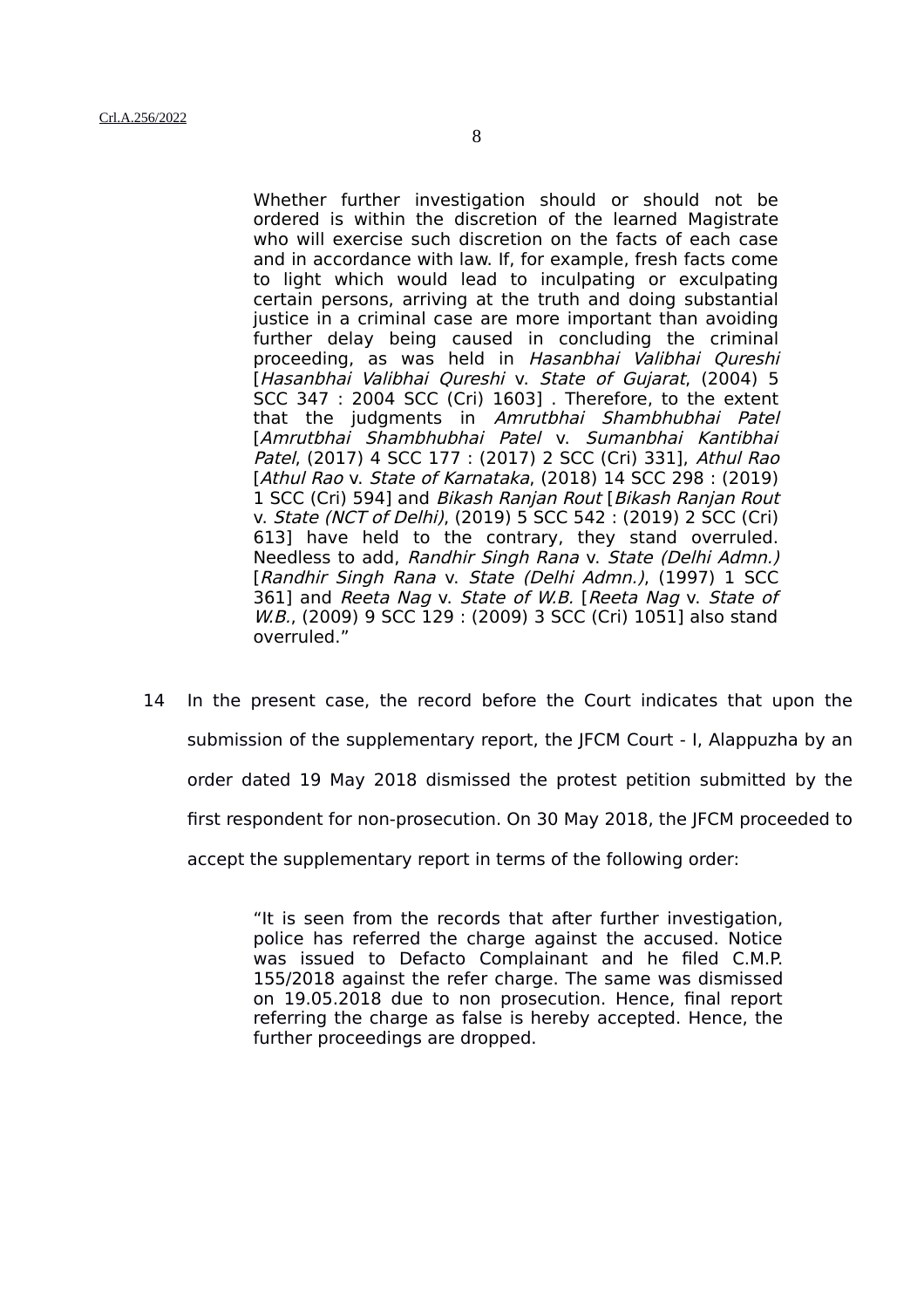> Whether further investigation should or should not be ordered is within the discretion of the learned Magistrate who will exercise such discretion on the facts of each case and in accordance with law. If, for example, fresh facts come to light which would lead to inculpating or exculpating certain persons, arriving at the truth and doing substantial justice in a criminal case are more important than avoiding further delay being caused in concluding the criminal proceeding, as was held in *Hasanbhai Valibhai Qureshi* [*Hasanbhai Valibhai Qureshi* v. *State of Gujarat*, (2004) 5 SCC 347 : 2004 SCC (Cri) 1603] . Therefore, to the extent that the judgments in *Amrutbhai Shambhubhai Patel* [*Amrutbhai Shambhubhai Patel* v. *Sumanbhai Kantibhai Patel*, (2017) 4 SCC 177 : (2017) 2 SCC (Cri) 331], *Athul Rao* [*Athul Rao* v. *State of Karnataka*, (2018) 14 SCC 298 : (2019) 1 SCC (Cri) 594] and *Bikash Ranjan Rout* [*Bikash Ranjan Rout* v. *State (NCT of Delhi)*, (2019) 5 SCC 542 : (2019) 2 SCC (Cri) 613] have held to the contrary, they stand overruled. Needless to add, *Randhir Singh Rana* v. *State (Delhi Admn.)* [*Randhir Singh Rana* v. *State (Delhi Admn.)*, (1997) 1 SCC 361] and *Reeta Nag* v. *State of W.B.* [*Reeta Nag* v. *State of W.B.*, (2009) 9 SCC 129 : (2009) 3 SCC (Cri) 1051] also stand overruled."

14 In the present case, the record before the Court indicates that upon the submission of the supplementary report, the JFCM Court - I, Alappuzha by an order dated 19 May 2018 dismissed the protest petition submitted by the first respondent for non-prosecution. On 30 May 2018, the JFCM proceeded to accept the supplementary report in terms of the following order:

> "It is seen from the records that after further investigation, police has referred the charge against the accused. Notice was issued to Defacto Complainant and he filed C.M.P. 155/2018 against the refer charge. The same was dismissed on 19.05.2018 due to non prosecution. Hence, final report referring the charge as false is hereby accepted. Hence, the further proceedings are dropped.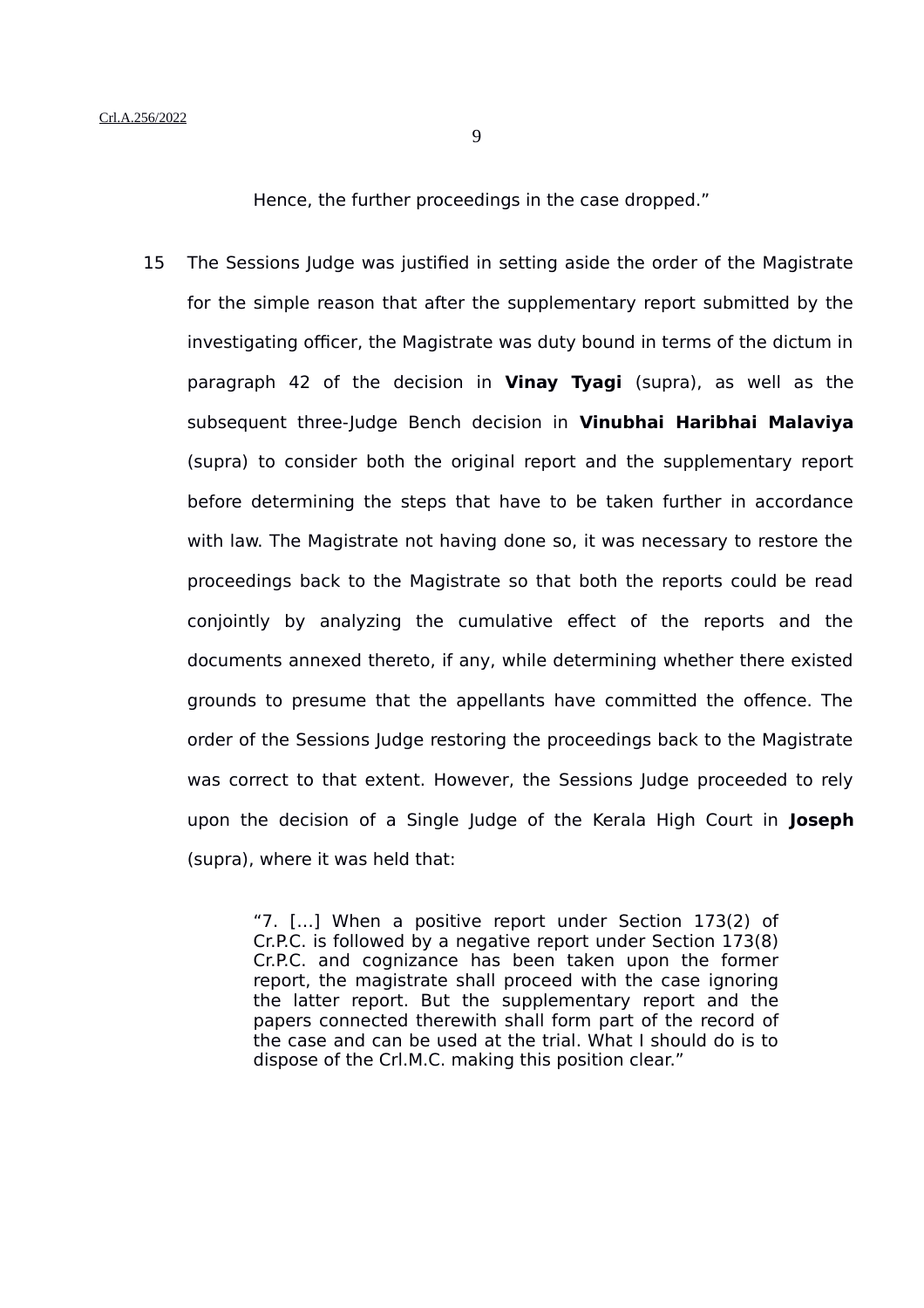> Hence, the further proceedings in the case dropped."

15 The Sessions Judge was justified in setting aside the order of the Magistrate for the simple reason that after the supplementary report submitted by the investigating officer, the Magistrate was duty bound in terms of the dictum in paragraph 42 of the decision in **Vinay Tyagi** (supra), as well as the subsequent three-Judge Bench decision in **Vinubhai Haribhai Malaviya** (supra) to consider both the original report and the supplementary report before determining the steps that have to be taken further in accordance with law. The Magistrate not having done so, it was necessary to restore the proceedings back to the Magistrate so that both the reports could be read conjointly by analyzing the cumulative effect of the reports and the documents annexed thereto, if any, while determining whether there existed grounds to presume that the appellants have committed the offence. The order of the Sessions Judge restoring the proceedings back to the Magistrate was correct to that extent. However, the Sessions Judge proceeded to rely upon the decision of a Single Judge of the Kerala High Court in **Joseph** (supra), where it was held that:

> "7. [...] When a positive report under Section 173(2) of Cr.P.C. is followed by a negative report under Section 173(8) Cr.P.C. and cognizance has been taken upon the former report, the magistrate shall proceed with the case ignoring the latter report. But the supplementary report and the papers connected therewith shall form part of the record of the case and can be used at the trial. What I should do is to dispose of the Crl.M.C. making this position clear."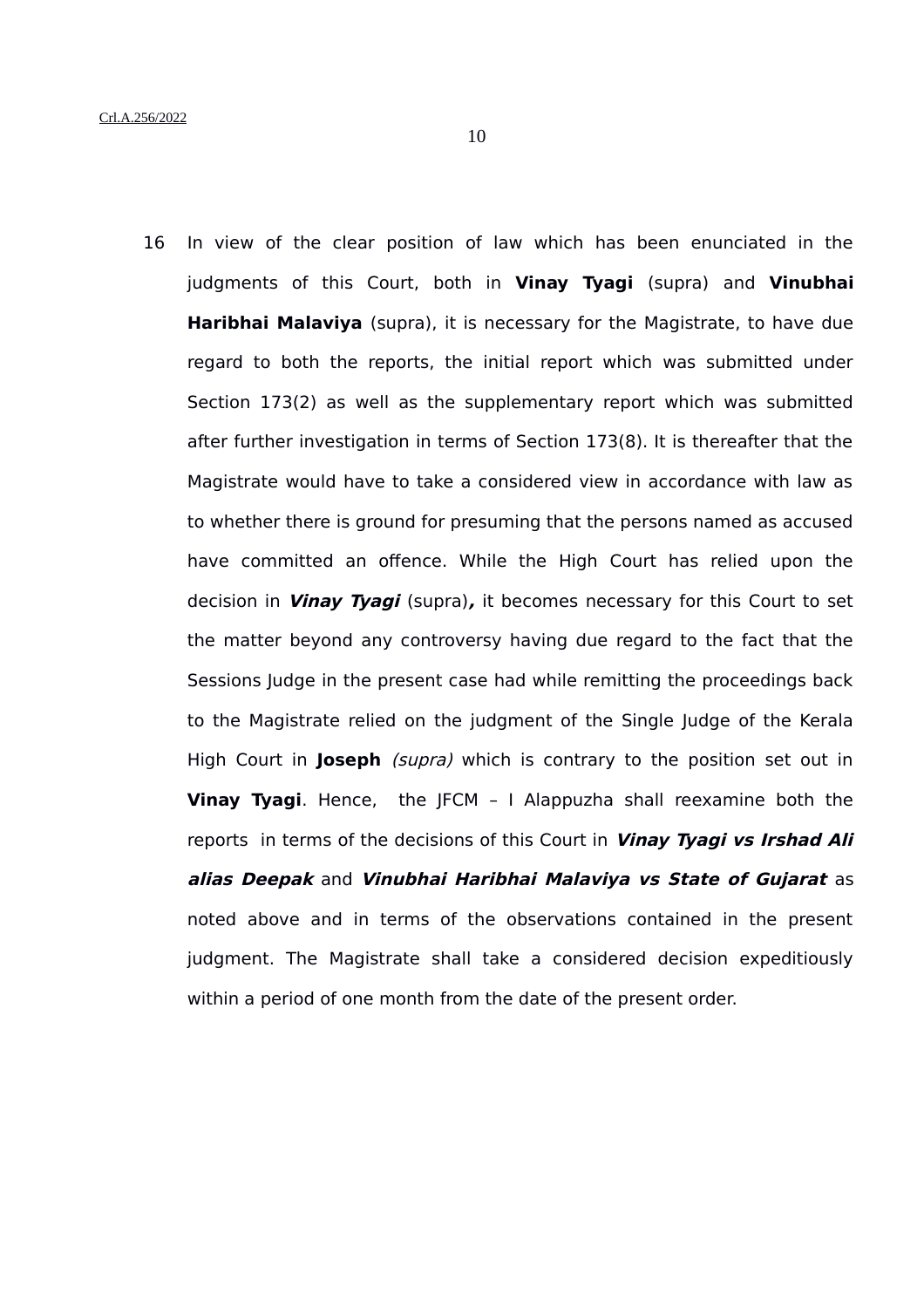16 In view of the clear position of law which has been enunciated in the judgments of this Court, both in **Vinay Tyagi** (supra) and **Vinubhai Haribhai Malaviya** (supra), it is necessary for the Magistrate, to have due regard to both the reports, the initial report which was submitted under Section 173(2) as well as the supplementary report which was submitted after further investigation in terms of Section 173(8). It is thereafter that the Magistrate would have to take a considered view in accordance with law as to whether there is ground for presuming that the persons named as accused have committed an offence. While the High Court has relied upon the decision in ***Vinay Tyagi*** (supra)***,*** it becomes necessary for this Court to set the matter beyond any controversy having due regard to the fact that the Sessions Judge in the present case had while remitting the proceedings back to the Magistrate relied on the judgment of the Single Judge of the Kerala High Court in **Joseph** *(supra)* which is contrary to the position set out in **Vinay Tyagi**. Hence, the JFCM – I Alappuzha shall reexamine both the reports in terms of the decisions of this Court in ***Vinay Tyagi vs Irshad Ali alias Deepak*** and ***Vinubhai Haribhai Malaviya vs State of Gujarat*** as noted above and in terms of the observations contained in the present judgment. The Magistrate shall take a considered decision expeditiously within a period of one month from the date of the present order.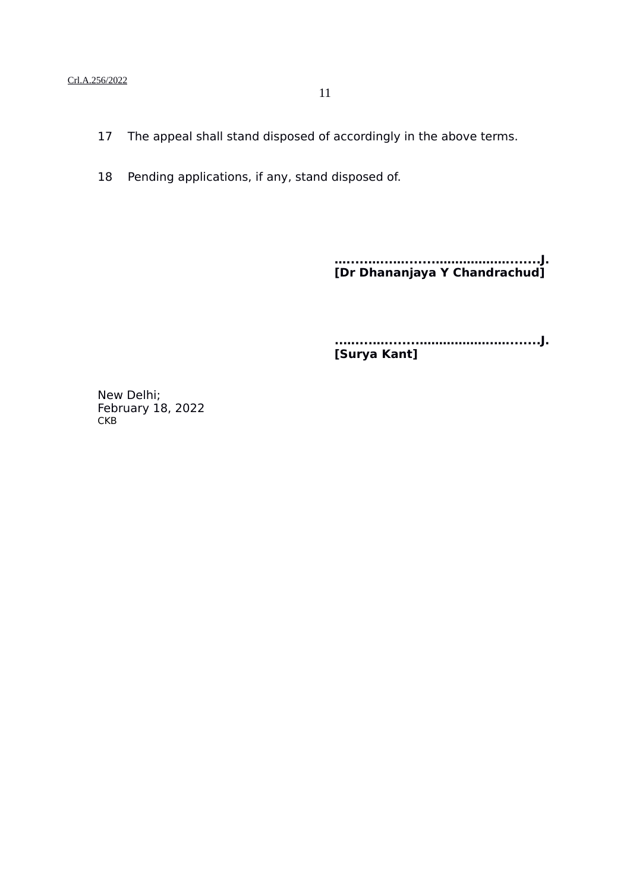17 The appeal shall stand disposed of accordingly in the above terms.

18 Pending applications, if any, stand disposed of.

**…………………………………………J.**
**[Dr Dhananjaya Y Chandrachud]**

**…………………………………………J.**
**[Surya Kant]**

New Delhi;
February 18, 2022
CKB